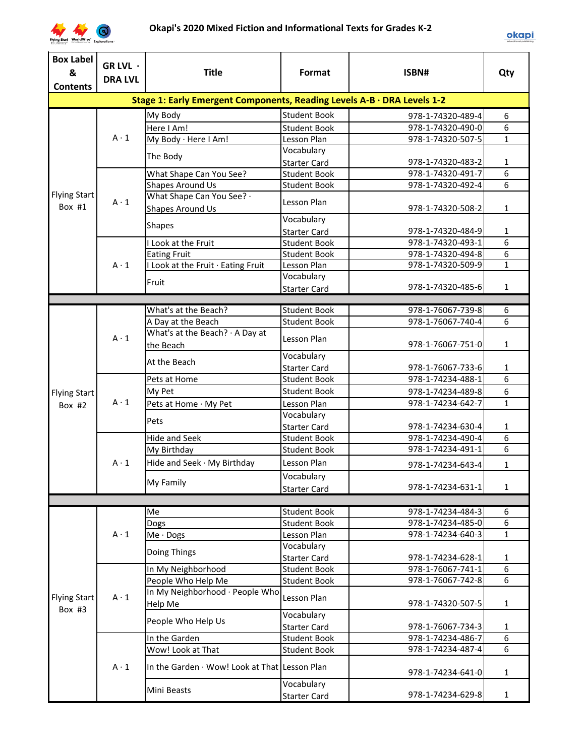# Okapi's 2020 Mixed Fiction and Informational Texts for Grades K-2

| Box Label & Contents | GR LVL · DRA LVL | Title | Format | ISBN# | Qty |
|---|---|---|---|---|---|
| **Stage 1: Early Emergent Components, Reading Levels A-B · DRA Levels 1-2** | | | | | |
| Flying Start Box #1 | A · 1 | My Body | Student Book | 978-1-74320-489-4 | 6 |
| | | Here I Am! | Student Book | 978-1-74320-490-0 | 6 |
| | | My Body · Here I Am! | Lesson Plan | 978-1-74320-507-5 | 1 |
| | | The Body | Vocabulary Starter Card | 978-1-74320-483-2 | 1 |
| | A · 1 | What Shape Can You See? | Student Book | 978-1-74320-491-7 | 6 |
| | | Shapes Around Us | Student Book | 978-1-74320-492-4 | 6 |
| | | What Shape Can You See? · Shapes Around Us | Lesson Plan | 978-1-74320-508-2 | 1 |
| | | Shapes | Vocabulary Starter Card | 978-1-74320-484-9 | 1 |
| | A · 1 | I Look at the Fruit | Student Book | 978-1-74320-493-1 | 6 |
| | | Eating Fruit | Student Book | 978-1-74320-494-8 | 6 |
| | | I Look at the Fruit · Eating Fruit | Lesson Plan | 978-1-74320-509-9 | 1 |
| | | Fruit | Vocabulary Starter Card | 978-1-74320-485-6 | 1 |
| | | | | | |
| Flying Start Box #2 | A · 1 | What's at the Beach? | Student Book | 978-1-76067-739-8 | 6 |
| | | A Day at the Beach | Student Book | 978-1-76067-740-4 | 6 |
| | | What's at the Beach? · A Day at the Beach | Lesson Plan | 978-1-76067-751-0 | 1 |
| | | At the Beach | Vocabulary Starter Card | 978-1-76067-733-6 | 1 |
| | A · 1 | Pets at Home | Student Book | 978-1-74234-488-1 | 6 |
| | | My Pet | Student Book | 978-1-74234-489-8 | 6 |
| | | Pets at Home · My Pet | Lesson Plan | 978-1-74234-642-7 | 1 |
| | | Pets | Vocabulary Starter Card | 978-1-74234-630-4 | 1 |
| | A · 1 | Hide and Seek | Student Book | 978-1-74234-490-4 | 6 |
| | | My Birthday | Student Book | 978-1-74234-491-1 | 6 |
| | | Hide and Seek · My Birthday | Lesson Plan | 978-1-74234-643-4 | 1 |
| | | My Family | Vocabulary Starter Card | 978-1-74234-631-1 | 1 |
| | | | | | |
| Flying Start Box #3 | A · 1 | Me | Student Book | 978-1-74234-484-3 | 6 |
| | | Dogs | Student Book | 978-1-74234-485-0 | 6 |
| | | Me · Dogs | Lesson Plan | 978-1-74234-640-3 | 1 |
| | | Doing Things | Vocabulary Starter Card | 978-1-74234-628-1 | 1 |
| | A · 1 | In My Neighborhood | Student Book | 978-1-76067-741-1 | 6 |
| | | People Who Help Me | Student Book | 978-1-76067-742-8 | 6 |
| | | In My Neighborhood · People Who Help Me | Lesson Plan | 978-1-74320-507-5 | 1 |
| | | People Who Help Us | Vocabulary Starter Card | 978-1-76067-734-3 | 1 |
| | A · 1 | In the Garden | Student Book | 978-1-74234-486-7 | 6 |
| | | Wow! Look at That | Student Book | 978-1-74234-487-4 | 6 |
| | | In the Garden · Wow! Look at That | Lesson Plan | 978-1-74234-641-0 | 1 |
| | | Mini Beasts | Vocabulary Starter Card | 978-1-74234-629-8 | 1 |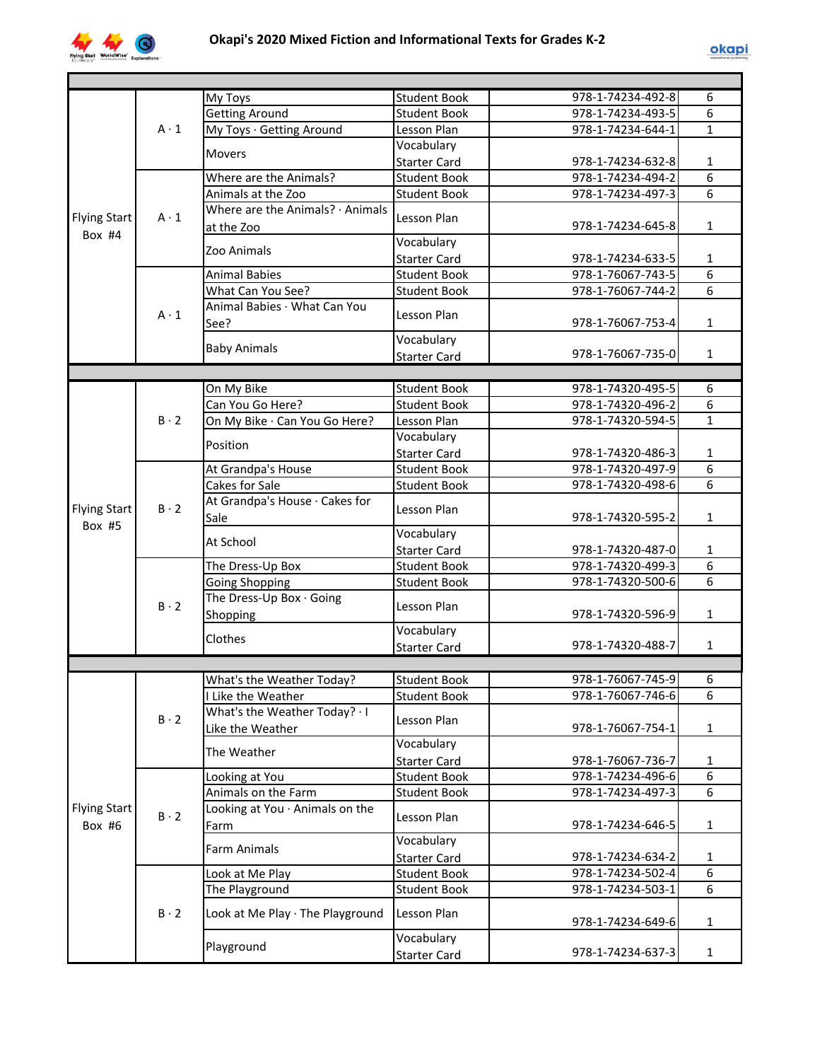# Okapi's 2020 Mixed Fiction and Informational Texts for Grades K-2

| Box | Level | Title | Type | ISBN | Qty |
|---|---|---|---|---|---|
| Flying Start Box #4 | A · 1 | My Toys | Student Book | 978-1-74234-492-8 | 6 |
| | | Getting Around | Student Book | 978-1-74234-493-5 | 6 |
| | | My Toys · Getting Around | Lesson Plan | 978-1-74234-644-1 | 1 |
| | | Movers | Vocabulary Starter Card | 978-1-74234-632-8 | 1 |
| | A · 1 | Where are the Animals? | Student Book | 978-1-74234-494-2 | 6 |
| | | Animals at the Zoo | Student Book | 978-1-74234-497-3 | 6 |
| | | Where are the Animals? · Animals at the Zoo | Lesson Plan | 978-1-74234-645-8 | 1 |
| | | Zoo Animals | Vocabulary Starter Card | 978-1-74234-633-5 | 1 |
| | A · 1 | Animal Babies | Student Book | 978-1-76067-743-5 | 6 |
| | | What Can You See? | Student Book | 978-1-76067-744-2 | 6 |
| | | Animal Babies · What Can You See? | Lesson Plan | 978-1-76067-753-4 | 1 |
| | | Baby Animals | Vocabulary Starter Card | 978-1-76067-735-0 | 1 |
| Flying Start Box #5 | B · 2 | On My Bike | Student Book | 978-1-74320-495-5 | 6 |
| | | Can You Go Here? | Student Book | 978-1-74320-496-2 | 6 |
| | | On My Bike · Can You Go Here? | Lesson Plan | 978-1-74320-594-5 | 1 |
| | | Position | Vocabulary Starter Card | 978-1-74320-486-3 | 1 |
| | B · 2 | At Grandpa's House | Student Book | 978-1-74320-497-9 | 6 |
| | | Cakes for Sale | Student Book | 978-1-74320-498-6 | 6 |
| | | At Grandpa's House · Cakes for Sale | Lesson Plan | 978-1-74320-595-2 | 1 |
| | | At School | Vocabulary Starter Card | 978-1-74320-487-0 | 1 |
| | B · 2 | The Dress-Up Box | Student Book | 978-1-74320-499-3 | 6 |
| | | Going Shopping | Student Book | 978-1-74320-500-6 | 6 |
| | | The Dress-Up Box · Going Shopping | Lesson Plan | 978-1-74320-596-9 | 1 |
| | | Clothes | Vocabulary Starter Card | 978-1-74320-488-7 | 1 |
| Flying Start Box #6 | B · 2 | What's the Weather Today? | Student Book | 978-1-76067-745-9 | 6 |
| | | I Like the Weather | Student Book | 978-1-76067-746-6 | 6 |
| | | What's the Weather Today? · I Like the Weather | Lesson Plan | 978-1-76067-754-1 | 1 |
| | | The Weather | Vocabulary Starter Card | 978-1-76067-736-7 | 1 |
| | B · 2 | Looking at You | Student Book | 978-1-74234-496-6 | 6 |
| | | Animals on the Farm | Student Book | 978-1-74234-497-3 | 6 |
| | | Looking at You · Animals on the Farm | Lesson Plan | 978-1-74234-646-5 | 1 |
| | | Farm Animals | Vocabulary Starter Card | 978-1-74234-634-2 | 1 |
| | B · 2 | Look at Me Play | Student Book | 978-1-74234-502-4 | 6 |
| | | The Playground | Student Book | 978-1-74234-503-1 | 6 |
| | | Look at Me Play · The Playground | Lesson Plan | 978-1-74234-649-6 | 1 |
| | | Playground | Vocabulary Starter Card | 978-1-74234-637-3 | 1 |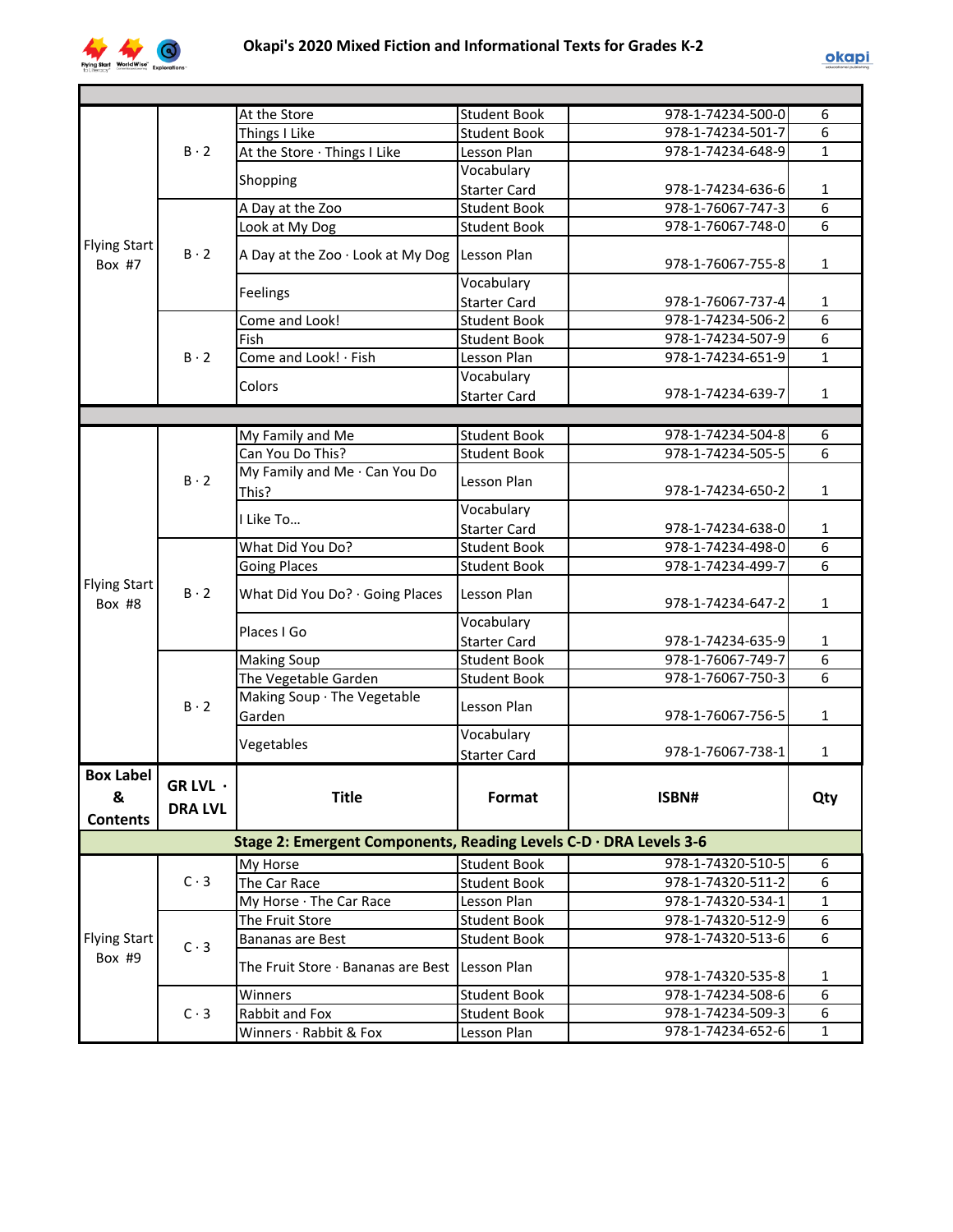# Okapi's 2020 Mixed Fiction and Informational Texts for Grades K-2

| Box Label & Contents | GR LVL · DRA LVL | Title | Format | ISBN# | Qty |
|---|---|---|---|---|---|
| | | | | | |
| Flying Start Box #7 | B · 2 | At the Store | Student Book | 978-1-74234-500-0 | 6 |
| | | Things I Like | Student Book | 978-1-74234-501-7 | 6 |
| | | At the Store · Things I Like | Lesson Plan | 978-1-74234-648-9 | 1 |
| | | Shopping | Vocabulary Starter Card | 978-1-74234-636-6 | 1 |
| | B · 2 | A Day at the Zoo | Student Book | 978-1-76067-747-3 | 6 |
| | | Look at My Dog | Student Book | 978-1-76067-748-0 | 6 |
| | | A Day at the Zoo · Look at My Dog | Lesson Plan | 978-1-76067-755-8 | 1 |
| | | Feelings | Vocabulary Starter Card | 978-1-76067-737-4 | 1 |
| | B · 2 | Come and Look! | Student Book | 978-1-74234-506-2 | 6 |
| | | Fish | Student Book | 978-1-74234-507-9 | 6 |
| | | Come and Look! · Fish | Lesson Plan | 978-1-74234-651-9 | 1 |
| | | Colors | Vocabulary Starter Card | 978-1-74234-639-7 | 1 |
| | | | | | |
| Flying Start Box #8 | B · 2 | My Family and Me | Student Book | 978-1-74234-504-8 | 6 |
| | | Can You Do This? | Student Book | 978-1-74234-505-5 | 6 |
| | | My Family and Me · Can You Do This? | Lesson Plan | 978-1-74234-650-2 | 1 |
| | | I Like To… | Vocabulary Starter Card | 978-1-74234-638-0 | 1 |
| | B · 2 | What Did You Do? | Student Book | 978-1-74234-498-0 | 6 |
| | | Going Places | Student Book | 978-1-74234-499-7 | 6 |
| | | What Did You Do? · Going Places | Lesson Plan | 978-1-74234-647-2 | 1 |
| | | Places I Go | Vocabulary Starter Card | 978-1-74234-635-9 | 1 |
| | B · 2 | Making Soup | Student Book | 978-1-76067-749-7 | 6 |
| | | The Vegetable Garden | Student Book | 978-1-76067-750-3 | 6 |
| | | Making Soup · The Vegetable Garden | Lesson Plan | 978-1-76067-756-5 | 1 |
| | | Vegetables | Vocabulary Starter Card | 978-1-76067-738-1 | 1 |

| Box Label & Contents | GR LVL · DRA LVL | Title | Format | ISBN# | Qty |
|---|---|---|---|---|---|
| **Stage 2: Emergent Components, Reading Levels C-D · DRA Levels 3-6** | | | | | |
| Flying Start Box #9 | C · 3 | My Horse | Student Book | 978-1-74320-510-5 | 6 |
| | | The Car Race | Student Book | 978-1-74320-511-2 | 6 |
| | | My Horse · The Car Race | Lesson Plan | 978-1-74320-534-1 | 1 |
| | C · 3 | The Fruit Store | Student Book | 978-1-74320-512-9 | 6 |
| | | Bananas are Best | Student Book | 978-1-74320-513-6 | 6 |
| | | The Fruit Store · Bananas are Best | Lesson Plan | 978-1-74320-535-8 | 1 |
| | C · 3 | Winners | Student Book | 978-1-74234-508-6 | 6 |
| | | Rabbit and Fox | Student Book | 978-1-74234-509-3 | 6 |
| | | Winners · Rabbit & Fox | Lesson Plan | 978-1-74234-652-6 | 1 |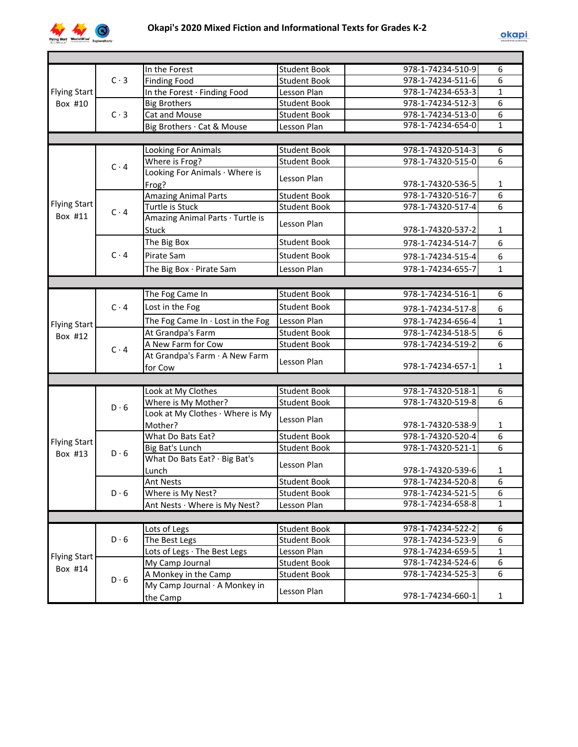# Okapi's 2020 Mixed Fiction and Informational Texts for Grades K-2

| | | | | | |
|---|---|---|---|---|---|
| Flying Start Box #10 | C · 3 | In the Forest | Student Book | 978-1-74234-510-9 | 6 |
| | | Finding Food | Student Book | 978-1-74234-511-6 | 6 |
| | | In the Forest · Finding Food | Lesson Plan | 978-1-74234-653-3 | 1 |
| | C · 3 | Big Brothers | Student Book | 978-1-74234-512-3 | 6 |
| | | Cat and Mouse | Student Book | 978-1-74234-513-0 | 6 |
| | | Big Brothers · Cat & Mouse | Lesson Plan | 978-1-74234-654-0 | 1 |
| | | | | | |
| Flying Start Box #11 | C · 4 | Looking For Animals | Student Book | 978-1-74320-514-3 | 6 |
| | | Where is Frog? | Student Book | 978-1-74320-515-0 | 6 |
| | | Looking For Animals · Where is Frog? | Lesson Plan | 978-1-74320-536-5 | 1 |
| | C · 4 | Amazing Animal Parts | Student Book | 978-1-74320-516-7 | 6 |
| | | Turtle is Stuck | Student Book | 978-1-74320-517-4 | 6 |
| | | Amazing Animal Parts · Turtle is Stuck | Lesson Plan | 978-1-74320-537-2 | 1 |
| | C · 4 | The Big Box | Student Book | 978-1-74234-514-7 | 6 |
| | | Pirate Sam | Student Book | 978-1-74234-515-4 | 6 |
| | | The Big Box · Pirate Sam | Lesson Plan | 978-1-74234-655-7 | 1 |
| | | | | | |
| Flying Start Box #12 | C · 4 | The Fog Came In | Student Book | 978-1-74234-516-1 | 6 |
| | | Lost in the Fog | Student Book | 978-1-74234-517-8 | 6 |
| | | The Fog Came In · Lost in the Fog | Lesson Plan | 978-1-74234-656-4 | 1 |
| | C · 4 | At Grandpa's Farm | Student Book | 978-1-74234-518-5 | 6 |
| | | A New Farm for Cow | Student Book | 978-1-74234-519-2 | 6 |
| | | At Grandpa's Farm · A New Farm for Cow | Lesson Plan | 978-1-74234-657-1 | 1 |
| | | | | | |
| Flying Start Box #13 | D · 6 | Look at My Clothes | Student Book | 978-1-74320-518-1 | 6 |
| | | Where is My Mother? | Student Book | 978-1-74320-519-8 | 6 |
| | | Look at My Clothes · Where is My Mother? | Lesson Plan | 978-1-74320-538-9 | 1 |
| | D · 6 | What Do Bats Eat? | Student Book | 978-1-74320-520-4 | 6 |
| | | Big Bat's Lunch | Student Book | 978-1-74320-521-1 | 6 |
| | | What Do Bats Eat? · Big Bat's Lunch | Lesson Plan | 978-1-74320-539-6 | 1 |
| | D · 6 | Ant Nests | Student Book | 978-1-74234-520-8 | 6 |
| | | Where is My Nest? | Student Book | 978-1-74234-521-5 | 6 |
| | | Ant Nests · Where is My Nest? | Lesson Plan | 978-1-74234-658-8 | 1 |
| | | | | | |
| Flying Start Box #14 | D · 6 | Lots of Legs | Student Book | 978-1-74234-522-2 | 6 |
| | | The Best Legs | Student Book | 978-1-74234-523-9 | 6 |
| | | Lots of Legs · The Best Legs | Lesson Plan | 978-1-74234-659-5 | 1 |
| | D · 6 | My Camp Journal | Student Book | 978-1-74234-524-6 | 6 |
| | | A Monkey in the Camp | Student Book | 978-1-74234-525-3 | 6 |
| | | My Camp Journal · A Monkey in the Camp | Lesson Plan | 978-1-74234-660-1 | 1 |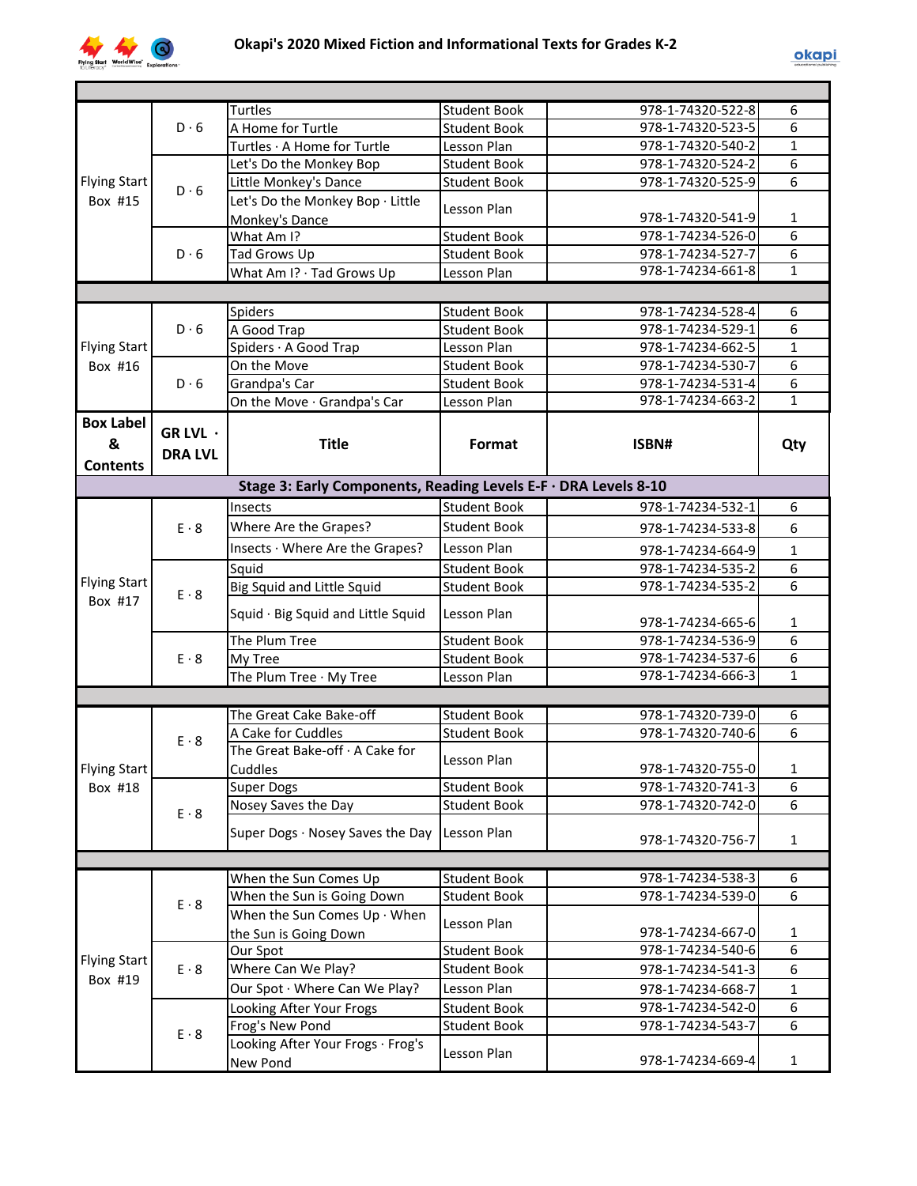# Okapi's 2020 Mixed Fiction and Informational Texts for Grades K-2

| Box Label & Contents | GR LVL · DRA LVL | Title | Format | ISBN# | Qty |
|---|---|---|---|---|---|
| Flying Start Box #15 | D · 6 | Turtles | Student Book | 978-1-74320-522-8 | 6 |
| | | A Home for Turtle | Student Book | 978-1-74320-523-5 | 6 |
| | | Turtles · A Home for Turtle | Lesson Plan | 978-1-74320-540-2 | 1 |
| | D · 6 | Let's Do the Monkey Bop | Student Book | 978-1-74320-524-2 | 6 |
| | | Little Monkey's Dance | Student Book | 978-1-74320-525-9 | 6 |
| | | Let's Do the Monkey Bop · Little Monkey's Dance | Lesson Plan | 978-1-74320-541-9 | 1 |
| | D · 6 | What Am I? | Student Book | 978-1-74234-526-0 | 6 |
| | | Tad Grows Up | Student Book | 978-1-74234-527-7 | 6 |
| | | What Am I? · Tad Grows Up | Lesson Plan | 978-1-74234-661-8 | 1 |
| Flying Start Box #16 | D · 6 | Spiders | Student Book | 978-1-74234-528-4 | 6 |
| | | A Good Trap | Student Book | 978-1-74234-529-1 | 6 |
| | | Spiders · A Good Trap | Lesson Plan | 978-1-74234-662-5 | 1 |
| | D · 6 | On the Move | Student Book | 978-1-74234-530-7 | 6 |
| | | Grandpa's Car | Student Book | 978-1-74234-531-4 | 6 |
| | | On the Move · Grandpa's Car | Lesson Plan | 978-1-74234-663-2 | 1 |

| Box Label & Contents | GR LVL · DRA LVL | Title | Format | ISBN# | Qty |
|---|---|---|---|---|---|
| **Stage 3: Early Components, Reading Levels E-F · DRA Levels 8-10** | | | | | |
| Flying Start Box #17 | E · 8 | Insects | Student Book | 978-1-74234-532-1 | 6 |
| | | Where Are the Grapes? | Student Book | 978-1-74234-533-8 | 6 |
| | | Insects · Where Are the Grapes? | Lesson Plan | 978-1-74234-664-9 | 1 |
| | E · 8 | Squid | Student Book | 978-1-74234-535-2 | 6 |
| | | Big Squid and Little Squid | Student Book | 978-1-74234-535-2 | 6 |
| | | Squid · Big Squid and Little Squid | Lesson Plan | 978-1-74234-665-6 | 1 |
| | E · 8 | The Plum Tree | Student Book | 978-1-74234-536-9 | 6 |
| | | My Tree | Student Book | 978-1-74234-537-6 | 6 |
| | | The Plum Tree · My Tree | Lesson Plan | 978-1-74234-666-3 | 1 |
| Flying Start Box #18 | E · 8 | The Great Cake Bake-off | Student Book | 978-1-74320-739-0 | 6 |
| | | A Cake for Cuddles | Student Book | 978-1-74320-740-6 | 6 |
| | | The Great Bake-off · A Cake for Cuddles | Lesson Plan | 978-1-74320-755-0 | 1 |
| | E · 8 | Super Dogs | Student Book | 978-1-74320-741-3 | 6 |
| | | Nosey Saves the Day | Student Book | 978-1-74320-742-0 | 6 |
| | | Super Dogs · Nosey Saves the Day | Lesson Plan | 978-1-74320-756-7 | 1 |
| Flying Start Box #19 | E · 8 | When the Sun Comes Up | Student Book | 978-1-74234-538-3 | 6 |
| | | When the Sun is Going Down | Student Book | 978-1-74234-539-0 | 6 |
| | | When the Sun Comes Up · When the Sun is Going Down | Lesson Plan | 978-1-74234-667-0 | 1 |
| | E · 8 | Our Spot | Student Book | 978-1-74234-540-6 | 6 |
| | | Where Can We Play? | Student Book | 978-1-74234-541-3 | 6 |
| | | Our Spot · Where Can We Play? | Lesson Plan | 978-1-74234-668-7 | 1 |
| | E · 8 | Looking After Your Frogs | Student Book | 978-1-74234-542-0 | 6 |
| | | Frog's New Pond | Student Book | 978-1-74234-543-7 | 6 |
| | | Looking After Your Frogs · Frog's New Pond | Lesson Plan | 978-1-74234-669-4 | 1 |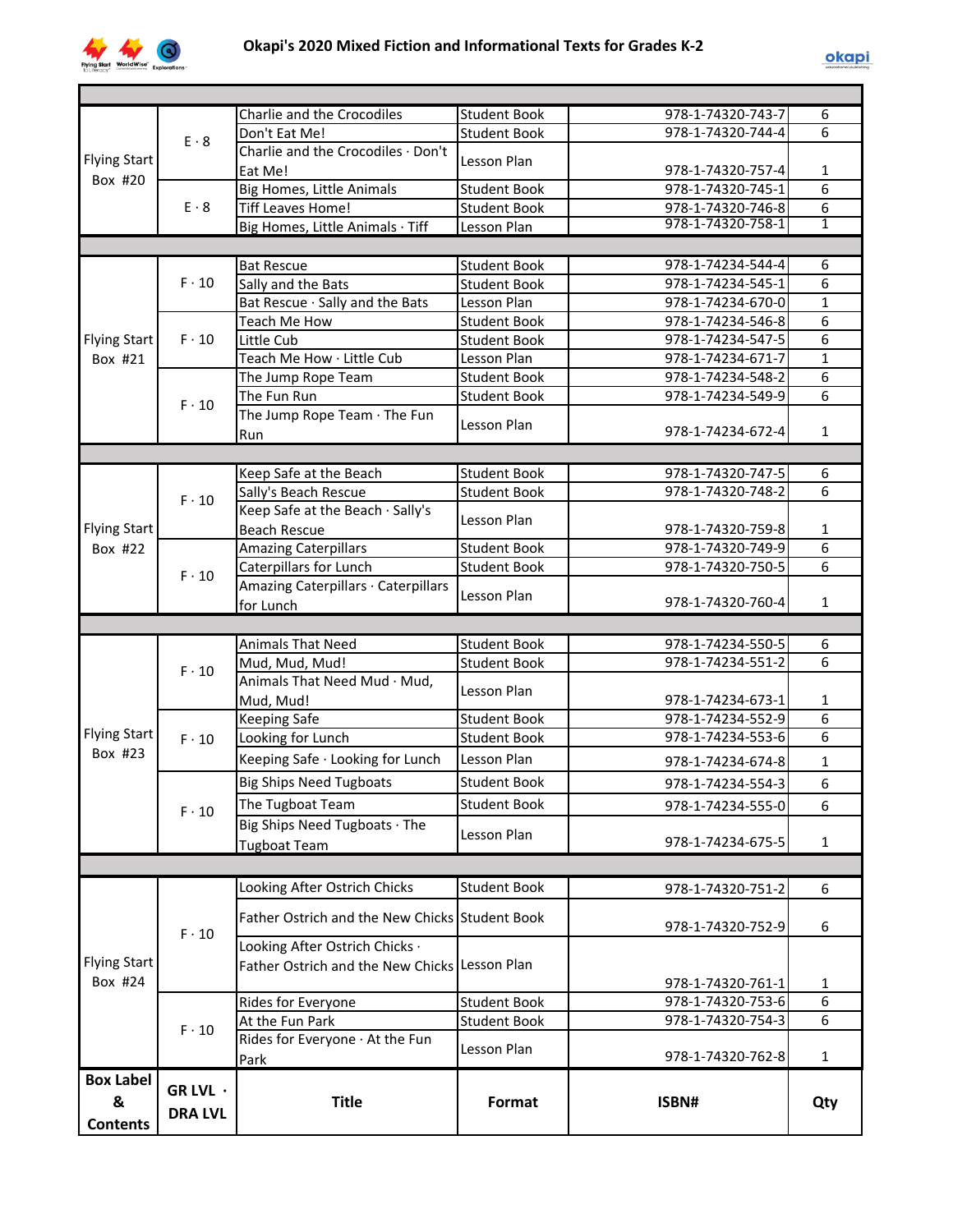# Okapi's 2020 Mixed Fiction and Informational Texts for Grades K-2

| Box Label & Contents | GR LVL · DRA LVL | Title | Format | ISBN# | Qty |
|---|---|---|---|---|---|
| Flying Start Box #20 | E · 8 | Charlie and the Crocodiles | Student Book | 978-1-74320-743-7 | 6 |
| | | Don't Eat Me! | Student Book | 978-1-74320-744-4 | 6 |
| | | Charlie and the Crocodiles · Don't Eat Me! | Lesson Plan | 978-1-74320-757-4 | 1 |
| | E · 8 | Big Homes, Little Animals | Student Book | 978-1-74320-745-1 | 6 |
| | | Tiff Leaves Home! | Student Book | 978-1-74320-746-8 | 6 |
| | | Big Homes, Little Animals · Tiff | Lesson Plan | 978-1-74320-758-1 | 1 |
| Flying Start Box #21 | F · 10 | Bat Rescue | Student Book | 978-1-74234-544-4 | 6 |
| | | Sally and the Bats | Student Book | 978-1-74234-545-1 | 6 |
| | | Bat Rescue · Sally and the Bats | Lesson Plan | 978-1-74234-670-0 | 1 |
| | F · 10 | Teach Me How | Student Book | 978-1-74234-546-8 | 6 |
| | | Little Cub | Student Book | 978-1-74234-547-5 | 6 |
| | | Teach Me How · Little Cub | Lesson Plan | 978-1-74234-671-7 | 1 |
| | F · 10 | The Jump Rope Team | Student Book | 978-1-74234-548-2 | 6 |
| | | The Fun Run | Student Book | 978-1-74234-549-9 | 6 |
| | | The Jump Rope Team · The Fun Run | Lesson Plan | 978-1-74234-672-4 | 1 |
| Flying Start Box #22 | F · 10 | Keep Safe at the Beach | Student Book | 978-1-74320-747-5 | 6 |
| | | Sally's Beach Rescue | Student Book | 978-1-74320-748-2 | 6 |
| | | Keep Safe at the Beach · Sally's Beach Rescue | Lesson Plan | 978-1-74320-759-8 | 1 |
| | F · 10 | Amazing Caterpillars | Student Book | 978-1-74320-749-9 | 6 |
| | | Caterpillars for Lunch | Student Book | 978-1-74320-750-5 | 6 |
| | | Amazing Caterpillars · Caterpillars for Lunch | Lesson Plan | 978-1-74320-760-4 | 1 |
| Flying Start Box #23 | F · 10 | Animals That Need | Student Book | 978-1-74234-550-5 | 6 |
| | | Mud, Mud, Mud! | Student Book | 978-1-74234-551-2 | 6 |
| | | Animals That Need Mud · Mud, Mud, Mud! | Lesson Plan | 978-1-74234-673-1 | 1 |
| | F · 10 | Keeping Safe | Student Book | 978-1-74234-552-9 | 6 |
| | | Looking for Lunch | Student Book | 978-1-74234-553-6 | 6 |
| | | Keeping Safe · Looking for Lunch | Lesson Plan | 978-1-74234-674-8 | 1 |
| | F · 10 | Big Ships Need Tugboats | Student Book | 978-1-74234-554-3 | 6 |
| | | The Tugboat Team | Student Book | 978-1-74234-555-0 | 6 |
| | | Big Ships Need Tugboats · The Tugboat Team | Lesson Plan | 978-1-74234-675-5 | 1 |
| Flying Start Box #24 | F · 10 | Looking After Ostrich Chicks | Student Book | 978-1-74320-751-2 | 6 |
| | | Father Ostrich and the New Chicks | Student Book | 978-1-74320-752-9 | 6 |
| | | Looking After Ostrich Chicks · Father Ostrich and the New Chicks | Lesson Plan | 978-1-74320-761-1 | 1 |
| | F · 10 | Rides for Everyone | Student Book | 978-1-74320-753-6 | 6 |
| | | At the Fun Park | Student Book | 978-1-74320-754-3 | 6 |
| | | Rides for Everyone · At the Fun Park | Lesson Plan | 978-1-74320-762-8 | 1 |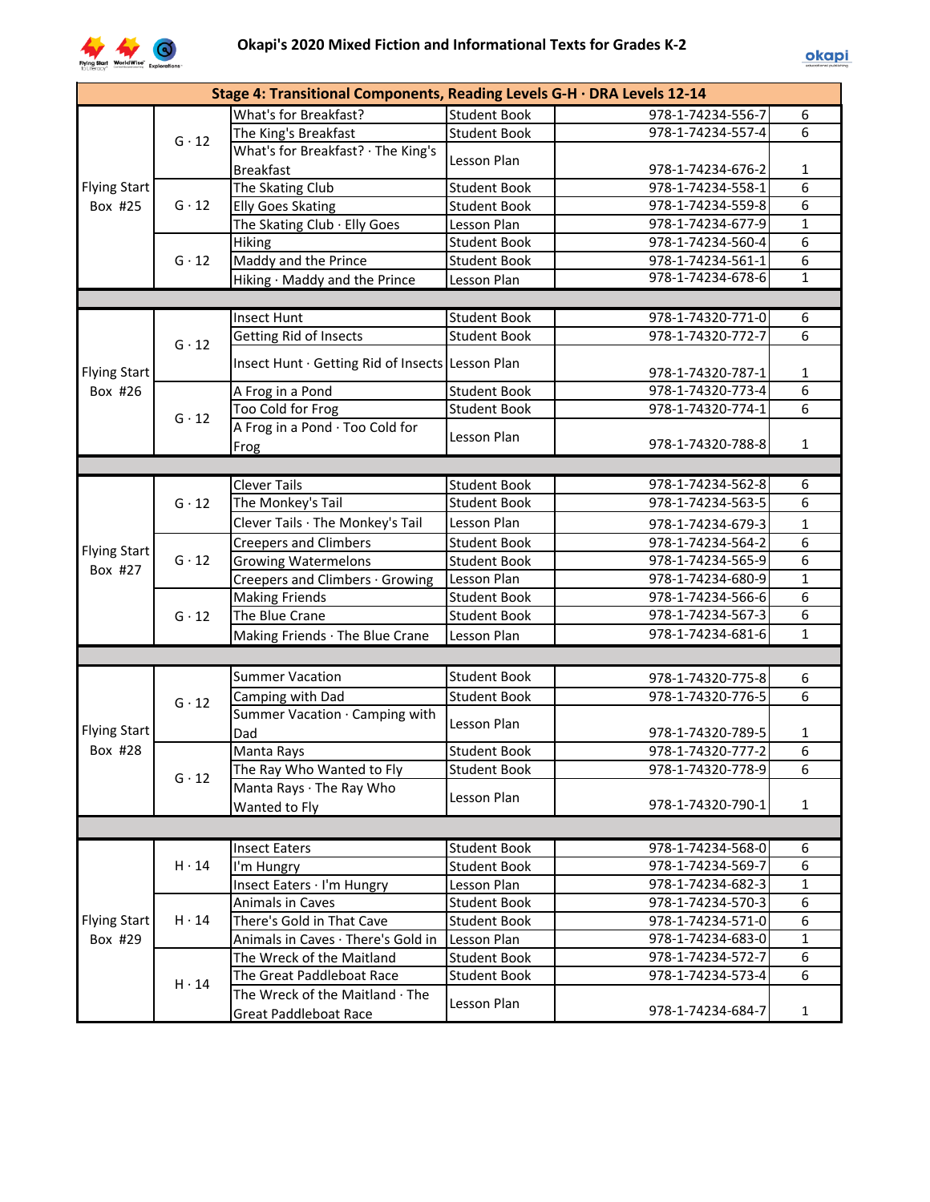# Okapi's 2020 Mixed Fiction and Informational Texts for Grades K-2

| Stage 4: Transitional Components, Reading Levels G-H · DRA Levels 12-14 | | | | | |
|---|---|---|---|---|---|
| Flying Start Box #25 | G · 12 | What's for Breakfast? | Student Book | 978-1-74234-556-7 | 6 |
| | | The King's Breakfast | Student Book | 978-1-74234-557-4 | 6 |
| | | What's for Breakfast? · The King's Breakfast | Lesson Plan | 978-1-74234-676-2 | 1 |
| | G · 12 | The Skating Club | Student Book | 978-1-74234-558-1 | 6 |
| | | Elly Goes Skating | Student Book | 978-1-74234-559-8 | 6 |
| | | The Skating Club · Elly Goes | Lesson Plan | 978-1-74234-677-9 | 1 |
| | G · 12 | Hiking | Student Book | 978-1-74234-560-4 | 6 |
| | | Maddy and the Prince | Student Book | 978-1-74234-561-1 | 6 |
| | | Hiking · Maddy and the Prince | Lesson Plan | 978-1-74234-678-6 | 1 |
| | | | | | |
| Flying Start Box #26 | G · 12 | Insect Hunt | Student Book | 978-1-74320-771-0 | 6 |
| | | Getting Rid of Insects | Student Book | 978-1-74320-772-7 | 6 |
| | | Insect Hunt · Getting Rid of Insects | Lesson Plan | 978-1-74320-787-1 | 1 |
| | G · 12 | A Frog in a Pond | Student Book | 978-1-74320-773-4 | 6 |
| | | Too Cold for Frog | Student Book | 978-1-74320-774-1 | 6 |
| | | A Frog in a Pond · Too Cold for Frog | Lesson Plan | 978-1-74320-788-8 | 1 |
| | | | | | |
| Flying Start Box #27 | G · 12 | Clever Tails | Student Book | 978-1-74234-562-8 | 6 |
| | | The Monkey's Tail | Student Book | 978-1-74234-563-5 | 6 |
| | | Clever Tails · The Monkey's Tail | Lesson Plan | 978-1-74234-679-3 | 1 |
| | G · 12 | Creepers and Climbers | Student Book | 978-1-74234-564-2 | 6 |
| | | Growing Watermelons | Student Book | 978-1-74234-565-9 | 6 |
| | | Creepers and Climbers · Growing | Lesson Plan | 978-1-74234-680-9 | 1 |
| | G · 12 | Making Friends | Student Book | 978-1-74234-566-6 | 6 |
| | | The Blue Crane | Student Book | 978-1-74234-567-3 | 6 |
| | | Making Friends · The Blue Crane | Lesson Plan | 978-1-74234-681-6 | 1 |
| | | | | | |
| Flying Start Box #28 | G · 12 | Summer Vacation | Student Book | 978-1-74320-775-8 | 6 |
| | | Camping with Dad | Student Book | 978-1-74320-776-5 | 6 |
| | | Summer Vacation · Camping with Dad | Lesson Plan | 978-1-74320-789-5 | 1 |
| | G · 12 | Manta Rays | Student Book | 978-1-74320-777-2 | 6 |
| | | The Ray Who Wanted to Fly | Student Book | 978-1-74320-778-9 | 6 |
| | | Manta Rays · The Ray Who Wanted to Fly | Lesson Plan | 978-1-74320-790-1 | 1 |
| | | | | | |
| Flying Start Box #29 | H · 14 | Insect Eaters | Student Book | 978-1-74234-568-0 | 6 |
| | | I'm Hungry | Student Book | 978-1-74234-569-7 | 6 |
| | | Insect Eaters · I'm Hungry | Lesson Plan | 978-1-74234-682-3 | 1 |
| | H · 14 | Animals in Caves | Student Book | 978-1-74234-570-3 | 6 |
| | | There's Gold in That Cave | Student Book | 978-1-74234-571-0 | 6 |
| | | Animals in Caves · There's Gold in | Lesson Plan | 978-1-74234-683-0 | 1 |
| | H · 14 | The Wreck of the Maitland | Student Book | 978-1-74234-572-7 | 6 |
| | | The Great Paddleboat Race | Student Book | 978-1-74234-573-4 | 6 |
| | | The Wreck of the Maitland · The Great Paddleboat Race | Lesson Plan | 978-1-74234-684-7 | 1 |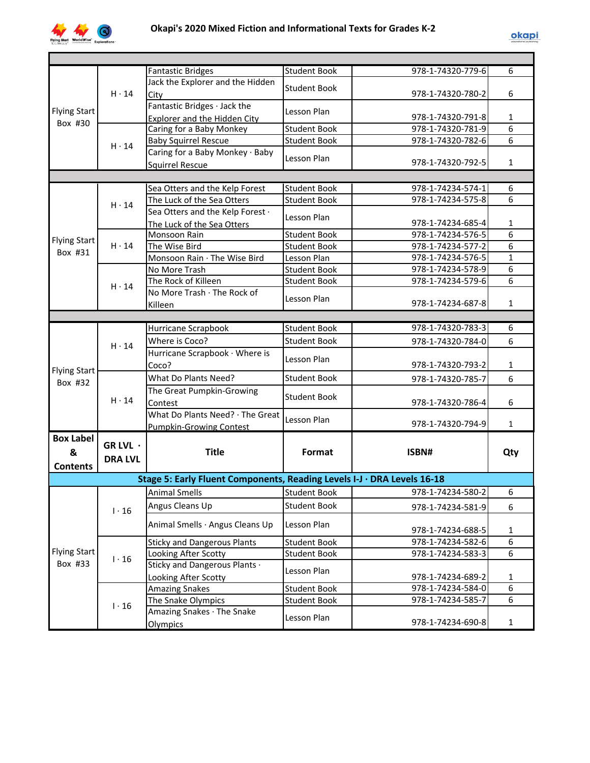# Okapi's 2020 Mixed Fiction and Informational Texts for Grades K-2

| Box Label & Contents | GR LVL · DRA LVL | Title | Format | ISBN# | Qty |
|---|---|---|---|---|---|
| | | | | | |
| Flying Start Box #30 | H · 14 | Fantastic Bridges | Student Book | 978-1-74320-779-6 | 6 |
| | | Jack the Explorer and the Hidden City | Student Book | 978-1-74320-780-2 | 6 |
| | | Fantastic Bridges · Jack the Explorer and the Hidden City | Lesson Plan | 978-1-74320-791-8 | 1 |
| | H · 14 | Caring for a Baby Monkey | Student Book | 978-1-74320-781-9 | 6 |
| | | Baby Squirrel Rescue | Student Book | 978-1-74320-782-6 | 6 |
| | | Caring for a Baby Monkey · Baby Squirrel Rescue | Lesson Plan | 978-1-74320-792-5 | 1 |
| | | | | | |
| Flying Start Box #31 | H · 14 | Sea Otters and the Kelp Forest | Student Book | 978-1-74234-574-1 | 6 |
| | | The Luck of the Sea Otters | Student Book | 978-1-74234-575-8 | 6 |
| | | Sea Otters and the Kelp Forest · The Luck of the Sea Otters | Lesson Plan | 978-1-74234-685-4 | 1 |
| | H · 14 | Monsoon Rain | Student Book | 978-1-74234-576-5 | 6 |
| | | The Wise Bird | Student Book | 978-1-74234-577-2 | 6 |
| | | Monsoon Rain · The Wise Bird | Lesson Plan | 978-1-74234-576-5 | 1 |
| | H · 14 | No More Trash | Student Book | 978-1-74234-578-9 | 6 |
| | | The Rock of Killeen | Student Book | 978-1-74234-579-6 | 6 |
| | | No More Trash · The Rock of Killeen | Lesson Plan | 978-1-74234-687-8 | 1 |
| | | | | | |
| Flying Start Box #32 | H · 14 | Hurricane Scrapbook | Student Book | 978-1-74320-783-3 | 6 |
| | | Where is Coco? | Student Book | 978-1-74320-784-0 | 6 |
| | | Hurricane Scrapbook · Where is Coco? | Lesson Plan | 978-1-74320-793-2 | 1 |
| | H · 14 | What Do Plants Need? | Student Book | 978-1-74320-785-7 | 6 |
| | | The Great Pumpkin-Growing Contest | Student Book | 978-1-74320-786-4 | 6 |
| | | What Do Plants Need? · The Great Pumpkin-Growing Contest | Lesson Plan | 978-1-74320-794-9 | 1 |
| **Box Label & Contents** | **GR LVL · DRA LVL** | **Title** | **Format** | **ISBN#** | **Qty** |
| **Stage 5: Early Fluent Components, Reading Levels I-J · DRA Levels 16-18** | | | | | |
| Flying Start Box #33 | I · 16 | Animal Smells | Student Book | 978-1-74234-580-2 | 6 |
| | | Angus Cleans Up | Student Book | 978-1-74234-581-9 | 6 |
| | | Animal Smells · Angus Cleans Up | Lesson Plan | 978-1-74234-688-5 | 1 |
| | I · 16 | Sticky and Dangerous Plants | Student Book | 978-1-74234-582-6 | 6 |
| | | Looking After Scotty | Student Book | 978-1-74234-583-3 | 6 |
| | | Sticky and Dangerous Plants · Looking After Scotty | Lesson Plan | 978-1-74234-689-2 | 1 |
| | I · 16 | Amazing Snakes | Student Book | 978-1-74234-584-0 | 6 |
| | | The Snake Olympics | Student Book | 978-1-74234-585-7 | 6 |
| | | Amazing Snakes · The Snake Olympics | Lesson Plan | 978-1-74234-690-8 | 1 |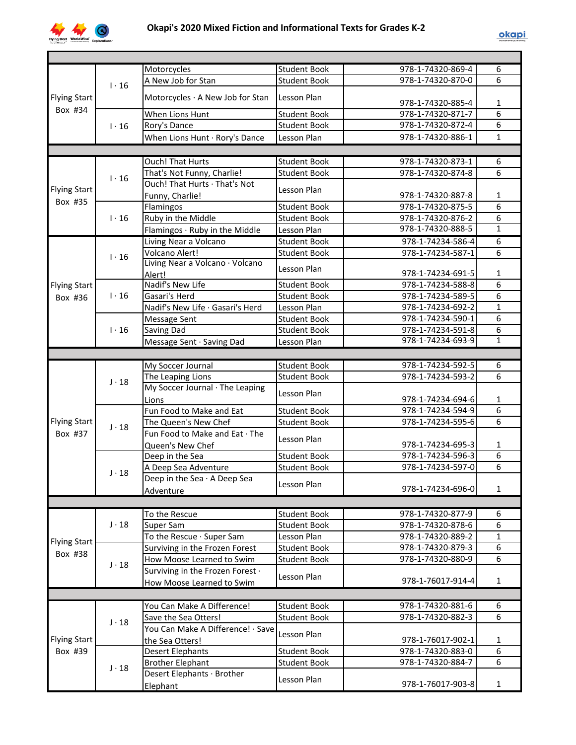# Okapi's 2020 Mixed Fiction and Informational Texts for Grades K-2

| Box | Level | Title | Type | ISBN | Qty |
|---|---|---|---|---|---|
| Flying Start Box #34 | I · 16 | Motorcycles | Student Book | 978-1-74320-869-4 | 6 |
| | | A New Job for Stan | Student Book | 978-1-74320-870-0 | 6 |
| | | Motorcycles · A New Job for Stan | Lesson Plan | 978-1-74320-885-4 | 1 |
| | I · 16 | When Lions Hunt | Student Book | 978-1-74320-871-7 | 6 |
| | | Rory's Dance | Student Book | 978-1-74320-872-4 | 6 |
| | | When Lions Hunt · Rory's Dance | Lesson Plan | 978-1-74320-886-1 | 1 |
| Flying Start Box #35 | I · 16 | Ouch! That Hurts | Student Book | 978-1-74320-873-1 | 6 |
| | | That's Not Funny, Charlie! | Student Book | 978-1-74320-874-8 | 6 |
| | | Ouch! That Hurts · That's Not Funny, Charlie! | Lesson Plan | 978-1-74320-887-8 | 1 |
| | I · 16 | Flamingos | Student Book | 978-1-74320-875-5 | 6 |
| | | Ruby in the Middle | Student Book | 978-1-74320-876-2 | 6 |
| | | Flamingos · Ruby in the Middle | Lesson Plan | 978-1-74320-888-5 | 1 |
| Flying Start Box #36 | I · 16 | Living Near a Volcano | Student Book | 978-1-74234-586-4 | 6 |
| | | Volcano Alert! | Student Book | 978-1-74234-587-1 | 6 |
| | | Living Near a Volcano · Volcano Alert! | Lesson Plan | 978-1-74234-691-5 | 1 |
| | I · 16 | Nadif's New Life | Student Book | 978-1-74234-588-8 | 6 |
| | | Gasari's Herd | Student Book | 978-1-74234-589-5 | 6 |
| | | Nadif's New Life · Gasari's Herd | Lesson Plan | 978-1-74234-692-2 | 1 |
| | I · 16 | Message Sent | Student Book | 978-1-74234-590-1 | 6 |
| | | Saving Dad | Student Book | 978-1-74234-591-8 | 6 |
| | | Message Sent · Saving Dad | Lesson Plan | 978-1-74234-693-9 | 1 |
| Flying Start Box #37 | J · 18 | My Soccer Journal | Student Book | 978-1-74234-592-5 | 6 |
| | | The Leaping Lions | Student Book | 978-1-74234-593-2 | 6 |
| | | My Soccer Journal · The Leaping Lions | Lesson Plan | 978-1-74234-694-6 | 1 |
| | J · 18 | Fun Food to Make and Eat | Student Book | 978-1-74234-594-9 | 6 |
| | | The Queen's New Chef | Student Book | 978-1-74234-595-6 | 6 |
| | | Fun Food to Make and Eat · The Queen's New Chef | Lesson Plan | 978-1-74234-695-3 | 1 |
| | J · 18 | Deep in the Sea | Student Book | 978-1-74234-596-3 | 6 |
| | | A Deep Sea Adventure | Student Book | 978-1-74234-597-0 | 6 |
| | | Deep in the Sea · A Deep Sea Adventure | Lesson Plan | 978-1-74234-696-0 | 1 |
| Flying Start Box #38 | J · 18 | To the Rescue | Student Book | 978-1-74320-877-9 | 6 |
| | | Super Sam | Student Book | 978-1-74320-878-6 | 6 |
| | | To the Rescue · Super Sam | Lesson Plan | 978-1-74320-889-2 | 1 |
| | J · 18 | Surviving in the Frozen Forest | Student Book | 978-1-74320-879-3 | 6 |
| | | How Moose Learned to Swim | Student Book | 978-1-74320-880-9 | 6 |
| | | Surviving in the Frozen Forest · How Moose Learned to Swim | Lesson Plan | 978-1-76017-914-4 | 1 |
| Flying Start Box #39 | J · 18 | You Can Make A Difference! | Student Book | 978-1-74320-881-6 | 6 |
| | | Save the Sea Otters! | Student Book | 978-1-74320-882-3 | 6 |
| | | You Can Make A Difference! · Save the Sea Otters! | Lesson Plan | 978-1-76017-902-1 | 1 |
| | J · 18 | Desert Elephants | Student Book | 978-1-74320-883-0 | 6 |
| | | Brother Elephant | Student Book | 978-1-74320-884-7 | 6 |
| | | Desert Elephants · Brother Elephant | Lesson Plan | 978-1-76017-903-8 | 1 |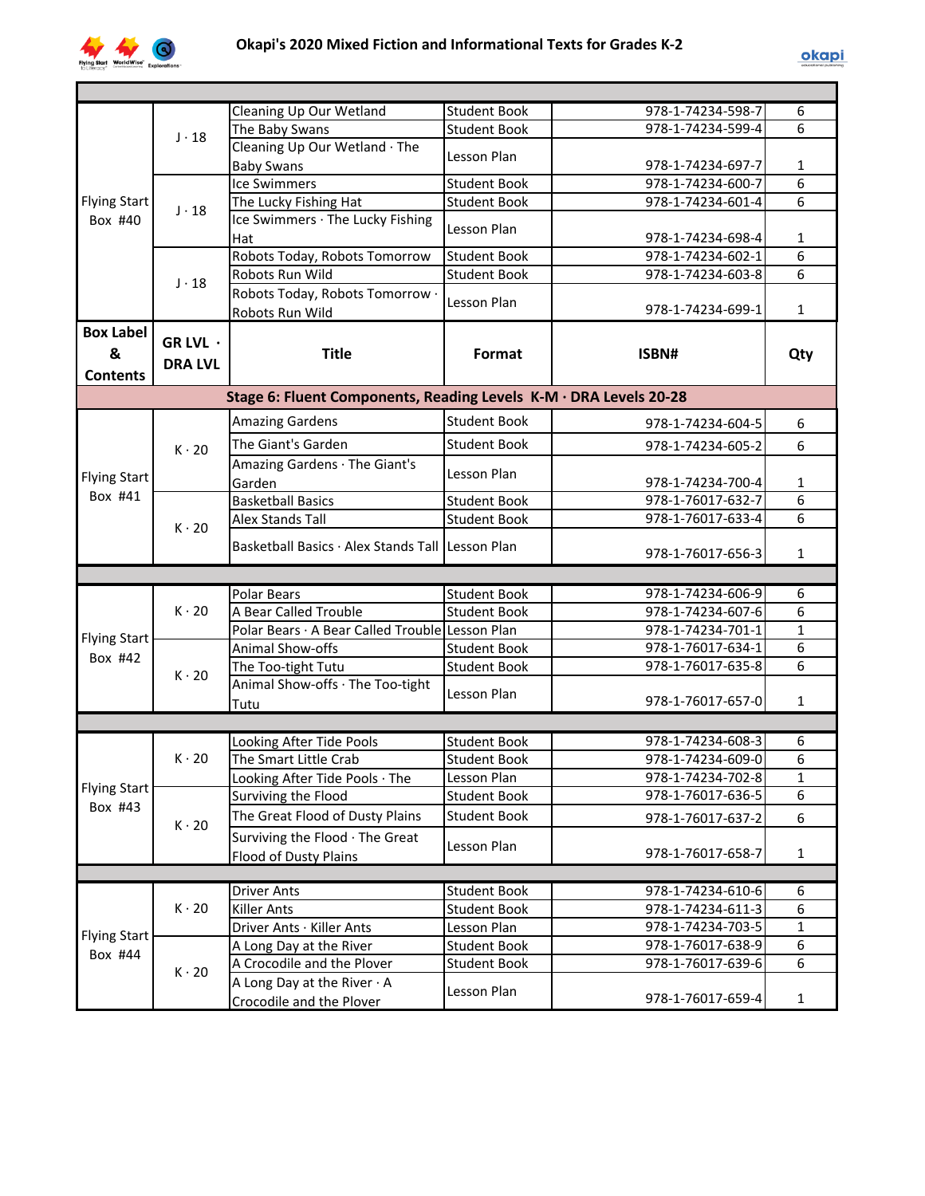# Okapi's 2020 Mixed Fiction and Informational Texts for Grades K-2

| Box Label & Contents | GR LVL · DRA LVL | Title | Format | ISBN# | Qty |
|---|---|---|---|---|---|
| Flying Start Box #40 | J · 18 | Cleaning Up Our Wetland | Student Book | 978-1-74234-598-7 | 6 |
| | | The Baby Swans | Student Book | 978-1-74234-599-4 | 6 |
| | | Cleaning Up Our Wetland · The Baby Swans | Lesson Plan | 978-1-74234-697-7 | 1 |
| | J · 18 | Ice Swimmers | Student Book | 978-1-74234-600-7 | 6 |
| | | The Lucky Fishing Hat | Student Book | 978-1-74234-601-4 | 6 |
| | | Ice Swimmers · The Lucky Fishing Hat | Lesson Plan | 978-1-74234-698-4 | 1 |
| | J · 18 | Robots Today, Robots Tomorrow | Student Book | 978-1-74234-602-1 | 6 |
| | | Robots Run Wild | Student Book | 978-1-74234-603-8 | 6 |
| | | Robots Today, Robots Tomorrow · Robots Run Wild | Lesson Plan | 978-1-74234-699-1 | 1 |

| Box Label & Contents | GR LVL · DRA LVL | Title | Format | ISBN# | Qty |
|---|---|---|---|---|---|
| **Stage 6: Fluent Components, Reading Levels K-M · DRA Levels 20-28** | | | | | |
| Flying Start Box #41 | K · 20 | Amazing Gardens | Student Book | 978-1-74234-604-5 | 6 |
| | | The Giant's Garden | Student Book | 978-1-74234-605-2 | 6 |
| | | Amazing Gardens · The Giant's Garden | Lesson Plan | 978-1-74234-700-4 | 1 |
| | K · 20 | Basketball Basics | Student Book | 978-1-76017-632-7 | 6 |
| | | Alex Stands Tall | Student Book | 978-1-76017-633-4 | 6 |
| | | Basketball Basics · Alex Stands Tall | Lesson Plan | 978-1-76017-656-3 | 1 |
| Flying Start Box #42 | K · 20 | Polar Bears | Student Book | 978-1-74234-606-9 | 6 |
| | | A Bear Called Trouble | Student Book | 978-1-74234-607-6 | 6 |
| | | Polar Bears · A Bear Called Trouble | Lesson Plan | 978-1-74234-701-1 | 1 |
| | K · 20 | Animal Show-offs | Student Book | 978-1-76017-634-1 | 6 |
| | | The Too-tight Tutu | Student Book | 978-1-76017-635-8 | 6 |
| | | Animal Show-offs · The Too-tight Tutu | Lesson Plan | 978-1-76017-657-0 | 1 |
| Flying Start Box #43 | K · 20 | Looking After Tide Pools | Student Book | 978-1-74234-608-3 | 6 |
| | | The Smart Little Crab | Student Book | 978-1-74234-609-0 | 6 |
| | | Looking After Tide Pools · The | Lesson Plan | 978-1-74234-702-8 | 1 |
| | K · 20 | Surviving the Flood | Student Book | 978-1-76017-636-5 | 6 |
| | | The Great Flood of Dusty Plains | Student Book | 978-1-76017-637-2 | 6 |
| | | Surviving the Flood · The Great Flood of Dusty Plains | Lesson Plan | 978-1-76017-658-7 | 1 |
| Flying Start Box #44 | K · 20 | Driver Ants | Student Book | 978-1-74234-610-6 | 6 |
| | | Killer Ants | Student Book | 978-1-74234-611-3 | 6 |
| | | Driver Ants · Killer Ants | Lesson Plan | 978-1-74234-703-5 | 1 |
| | K · 20 | A Long Day at the River | Student Book | 978-1-76017-638-9 | 6 |
| | | A Crocodile and the Plover | Student Book | 978-1-76017-639-6 | 6 |
| | | A Long Day at the River · A Crocodile and the Plover | Lesson Plan | 978-1-76017-659-4 | 1 |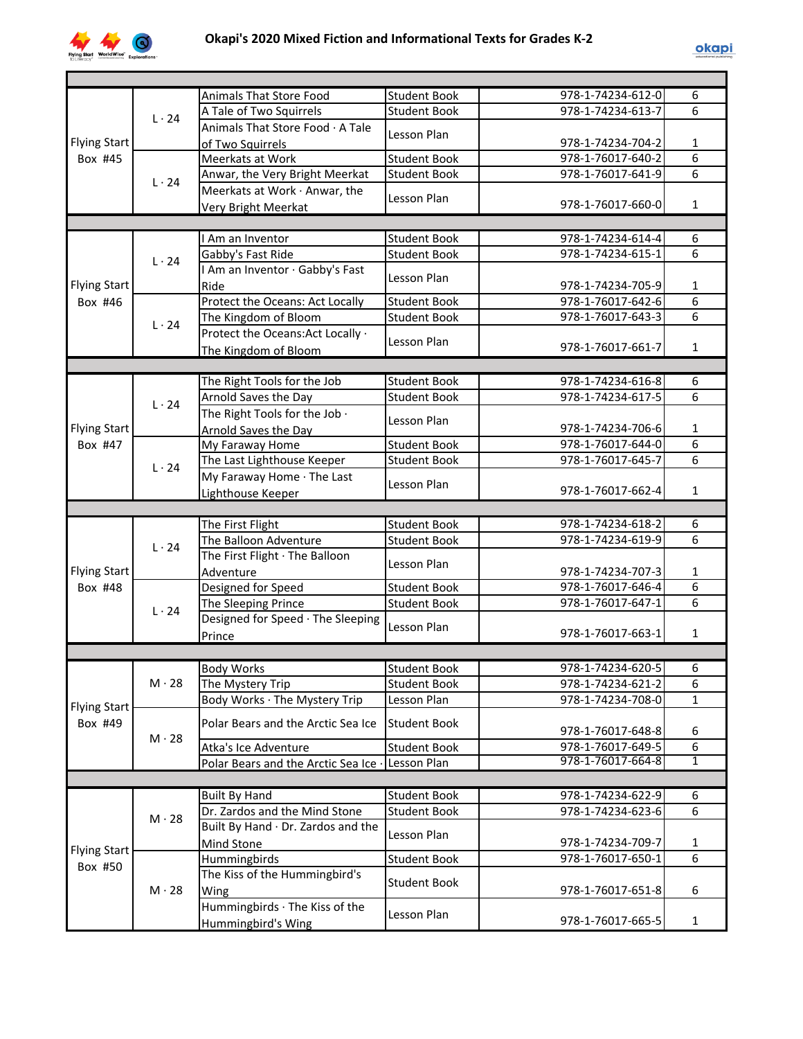# Okapi's 2020 Mixed Fiction and Informational Texts for Grades K-2

| | | | | | |
|---|---|---|---|---|---|
| Flying Start Box #45 | L · 24 | Animals That Store Food | Student Book | 978-1-74234-612-0 | 6 |
| | | A Tale of Two Squirrels | Student Book | 978-1-74234-613-7 | 6 |
| | | Animals That Store Food · A Tale of Two Squirrels | Lesson Plan | 978-1-74234-704-2 | 1 |
| | L · 24 | Meerkats at Work | Student Book | 978-1-76017-640-2 | 6 |
| | | Anwar, the Very Bright Meerkat | Student Book | 978-1-76017-641-9 | 6 |
| | | Meerkats at Work · Anwar, the Very Bright Meerkat | Lesson Plan | 978-1-76017-660-0 | 1 |
| Flying Start Box #46 | L · 24 | I Am an Inventor | Student Book | 978-1-74234-614-4 | 6 |
| | | Gabby's Fast Ride | Student Book | 978-1-74234-615-1 | 6 |
| | | I Am an Inventor · Gabby's Fast Ride | Lesson Plan | 978-1-74234-705-9 | 1 |
| | L · 24 | Protect the Oceans: Act Locally | Student Book | 978-1-76017-642-6 | 6 |
| | | The Kingdom of Bloom | Student Book | 978-1-76017-643-3 | 6 |
| | | Protect the Oceans:Act Locally · The Kingdom of Bloom | Lesson Plan | 978-1-76017-661-7 | 1 |
| Flying Start Box #47 | L · 24 | The Right Tools for the Job | Student Book | 978-1-74234-616-8 | 6 |
| | | Arnold Saves the Day | Student Book | 978-1-74234-617-5 | 6 |
| | | The Right Tools for the Job · Arnold Saves the Day | Lesson Plan | 978-1-74234-706-6 | 1 |
| | L · 24 | My Faraway Home | Student Book | 978-1-76017-644-0 | 6 |
| | | The Last Lighthouse Keeper | Student Book | 978-1-76017-645-7 | 6 |
| | | My Faraway Home · The Last Lighthouse Keeper | Lesson Plan | 978-1-76017-662-4 | 1 |
| Flying Start Box #48 | L · 24 | The First Flight | Student Book | 978-1-74234-618-2 | 6 |
| | | The Balloon Adventure | Student Book | 978-1-74234-619-9 | 6 |
| | | The First Flight · The Balloon Adventure | Lesson Plan | 978-1-74234-707-3 | 1 |
| | L · 24 | Designed for Speed | Student Book | 978-1-76017-646-4 | 6 |
| | | The Sleeping Prince | Student Book | 978-1-76017-647-1 | 6 |
| | | Designed for Speed · The Sleeping Prince | Lesson Plan | 978-1-76017-663-1 | 1 |
| Flying Start Box #49 | M · 28 | Body Works | Student Book | 978-1-74234-620-5 | 6 |
| | | The Mystery Trip | Student Book | 978-1-74234-621-2 | 6 |
| | | Body Works · The Mystery Trip | Lesson Plan | 978-1-74234-708-0 | 1 |
| | M · 28 | Polar Bears and the Arctic Sea Ice | Student Book | 978-1-76017-648-8 | 6 |
| | | Atka's Ice Adventure | Student Book | 978-1-76017-649-5 | 6 |
| | | Polar Bears and the Arctic Sea Ice · | Lesson Plan | 978-1-76017-664-8 | 1 |
| Flying Start Box #50 | M · 28 | Built By Hand | Student Book | 978-1-74234-622-9 | 6 |
| | | Dr. Zardos and the Mind Stone | Student Book | 978-1-74234-623-6 | 6 |
| | | Built By Hand · Dr. Zardos and the Mind Stone | Lesson Plan | 978-1-74234-709-7 | 1 |
| | M · 28 | Hummingbirds | Student Book | 978-1-76017-650-1 | 6 |
| | | The Kiss of the Hummingbird's Wing | Student Book | 978-1-76017-651-8 | 6 |
| | | Hummingbirds · The Kiss of the Hummingbird's Wing | Lesson Plan | 978-1-76017-665-5 | 1 |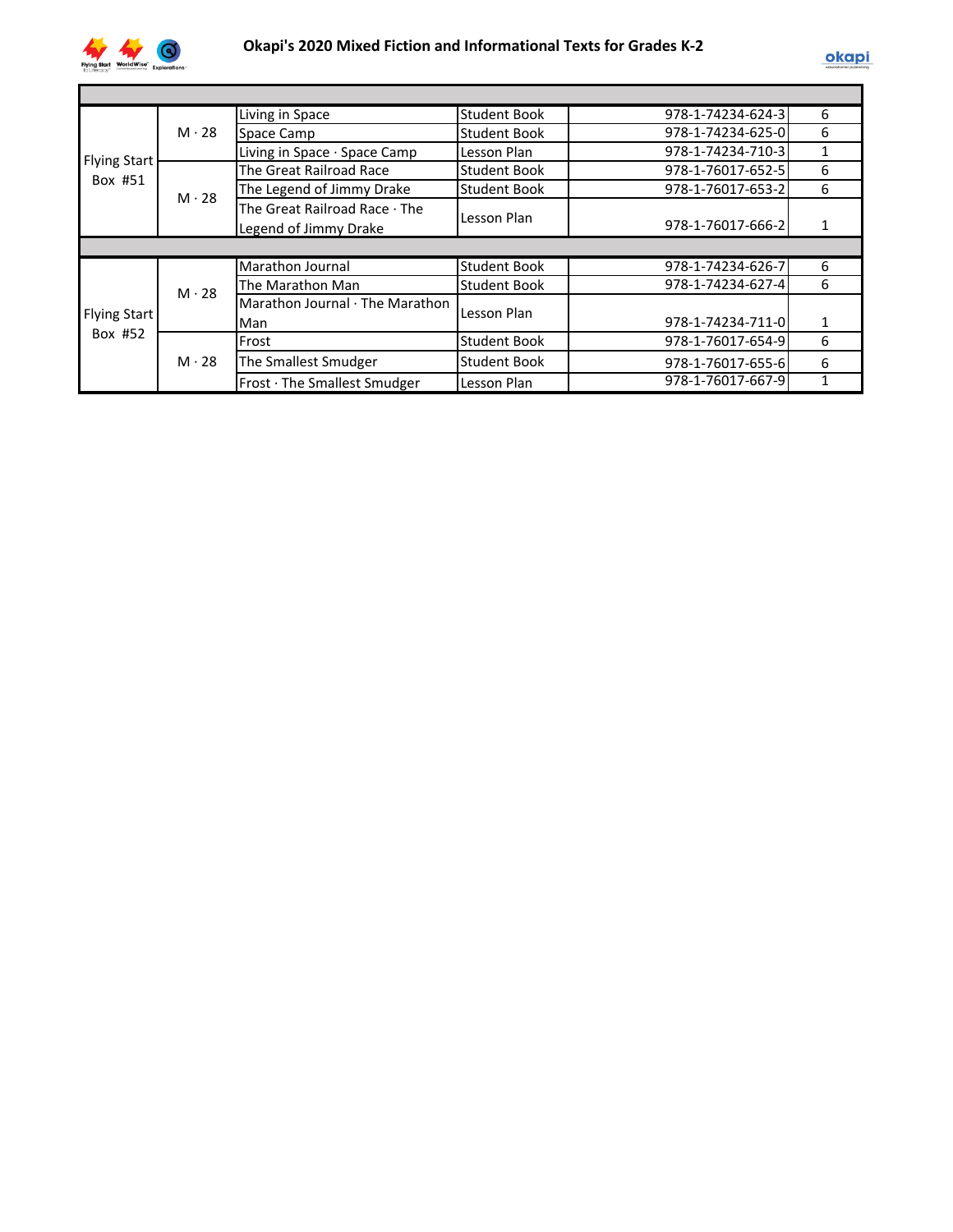# Okapi's 2020 Mixed Fiction and Informational Texts for Grades K-2

| Box | Level | Title | Type | ISBN | Qty |
|---|---|---|---|---|---|
| Flying Start Box #51 | M · 28 | Living in Space | Student Book | 978-1-74234-624-3 | 6 |
| | | Space Camp | Student Book | 978-1-74234-625-0 | 6 |
| | | Living in Space · Space Camp | Lesson Plan | 978-1-74234-710-3 | 1 |
| | M · 28 | The Great Railroad Race | Student Book | 978-1-76017-652-5 | 6 |
| | | The Legend of Jimmy Drake | Student Book | 978-1-76017-653-2 | 6 |
| | | The Great Railroad Race · The Legend of Jimmy Drake | Lesson Plan | 978-1-76017-666-2 | 1 |
| Flying Start Box #52 | M · 28 | Marathon Journal | Student Book | 978-1-74234-626-7 | 6 |
| | | The Marathon Man | Student Book | 978-1-74234-627-4 | 6 |
| | | Marathon Journal · The Marathon Man | Lesson Plan | 978-1-74234-711-0 | 1 |
| | M · 28 | Frost | Student Book | 978-1-76017-654-9 | 6 |
| | | The Smallest Smudger | Student Book | 978-1-76017-655-6 | 6 |
| | | Frost · The Smallest Smudger | Lesson Plan | 978-1-76017-667-9 | 1 |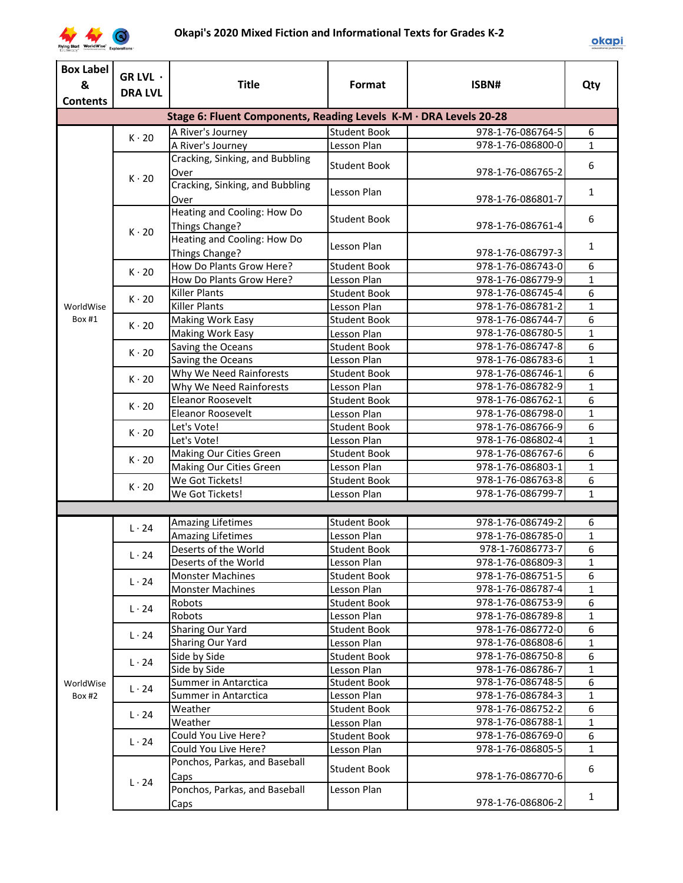# Okapi's 2020 Mixed Fiction and Informational Texts for Grades K-2

| Box Label & Contents | GR LVL · DRA LVL | Title | Format | ISBN# | Qty |
|---|---|---|---|---|---|
| **Stage 6: Fluent Components, Reading Levels K-M · DRA Levels 20-28** | | | | | |
| WorldWise Box #1 | K · 20 | A River's Journey | Student Book | 978-1-76-086764-5 | 6 |
| | | A River's Journey | Lesson Plan | 978-1-76-086800-0 | 1 |
| | K · 20 | Cracking, Sinking, and Bubbling Over | Student Book | 978-1-76-086765-2 | 6 |
| | | Cracking, Sinking, and Bubbling Over | Lesson Plan | 978-1-76-086801-7 | 1 |
| | K · 20 | Heating and Cooling: How Do Things Change? | Student Book | 978-1-76-086761-4 | 6 |
| | | Heating and Cooling: How Do Things Change? | Lesson Plan | 978-1-76-086797-3 | 1 |
| | K · 20 | How Do Plants Grow Here? | Student Book | 978-1-76-086743-0 | 6 |
| | | How Do Plants Grow Here? | Lesson Plan | 978-1-76-086779-9 | 1 |
| | K · 20 | Killer Plants | Student Book | 978-1-76-086745-4 | 6 |
| | | Killer Plants | Lesson Plan | 978-1-76-086781-2 | 1 |
| | K · 20 | Making Work Easy | Student Book | 978-1-76-086744-7 | 6 |
| | | Making Work Easy | Lesson Plan | 978-1-76-086780-5 | 1 |
| | K · 20 | Saving the Oceans | Student Book | 978-1-76-086747-8 | 6 |
| | | Saving the Oceans | Lesson Plan | 978-1-76-086783-6 | 1 |
| | K · 20 | Why We Need Rainforests | Student Book | 978-1-76-086746-1 | 6 |
| | | Why We Need Rainforests | Lesson Plan | 978-1-76-086782-9 | 1 |
| | K · 20 | Eleanor Roosevelt | Student Book | 978-1-76-086762-1 | 6 |
| | | Eleanor Roosevelt | Lesson Plan | 978-1-76-086798-0 | 1 |
| | K · 20 | Let's Vote! | Student Book | 978-1-76-086766-9 | 6 |
| | | Let's Vote! | Lesson Plan | 978-1-76-086802-4 | 1 |
| | K · 20 | Making Our Cities Green | Student Book | 978-1-76-086767-6 | 6 |
| | | Making Our Cities Green | Lesson Plan | 978-1-76-086803-1 | 1 |
| | K · 20 | We Got Tickets! | Student Book | 978-1-76-086763-8 | 6 |
| | | We Got Tickets! | Lesson Plan | 978-1-76-086799-7 | 1 |
| | | | | | |
| WorldWise Box #2 | L · 24 | Amazing Lifetimes | Student Book | 978-1-76-086749-2 | 6 |
| | | Amazing Lifetimes | Lesson Plan | 978-1-76-086785-0 | 1 |
| | L · 24 | Deserts of the World | Student Book | 978-1-76086773-7 | 6 |
| | | Deserts of the World | Lesson Plan | 978-1-76-086809-3 | 1 |
| | L · 24 | Monster Machines | Student Book | 978-1-76-086751-5 | 6 |
| | | Monster Machines | Lesson Plan | 978-1-76-086787-4 | 1 |
| | L · 24 | Robots | Student Book | 978-1-76-086753-9 | 6 |
| | | Robots | Lesson Plan | 978-1-76-086789-8 | 1 |
| | L · 24 | Sharing Our Yard | Student Book | 978-1-76-086772-0 | 6 |
| | | Sharing Our Yard | Lesson Plan | 978-1-76-086808-6 | 1 |
| | L · 24 | Side by Side | Student Book | 978-1-76-086750-8 | 6 |
| | | Side by Side | Lesson Plan | 978-1-76-086786-7 | 1 |
| | L · 24 | Summer in Antarctica | Student Book | 978-1-76-086748-5 | 6 |
| | | Summer in Antarctica | Lesson Plan | 978-1-76-086784-3 | 1 |
| | L · 24 | Weather | Student Book | 978-1-76-086752-2 | 6 |
| | | Weather | Lesson Plan | 978-1-76-086788-1 | 1 |
| | L · 24 | Could You Live Here? | Student Book | 978-1-76-086769-0 | 6 |
| | | Could You Live Here? | Lesson Plan | 978-1-76-086805-5 | 1 |
| | L · 24 | Ponchos, Parkas, and Baseball Caps | Student Book | 978-1-76-086770-6 | 6 |
| | | Ponchos, Parkas, and Baseball Caps | Lesson Plan | 978-1-76-086806-2 | 1 |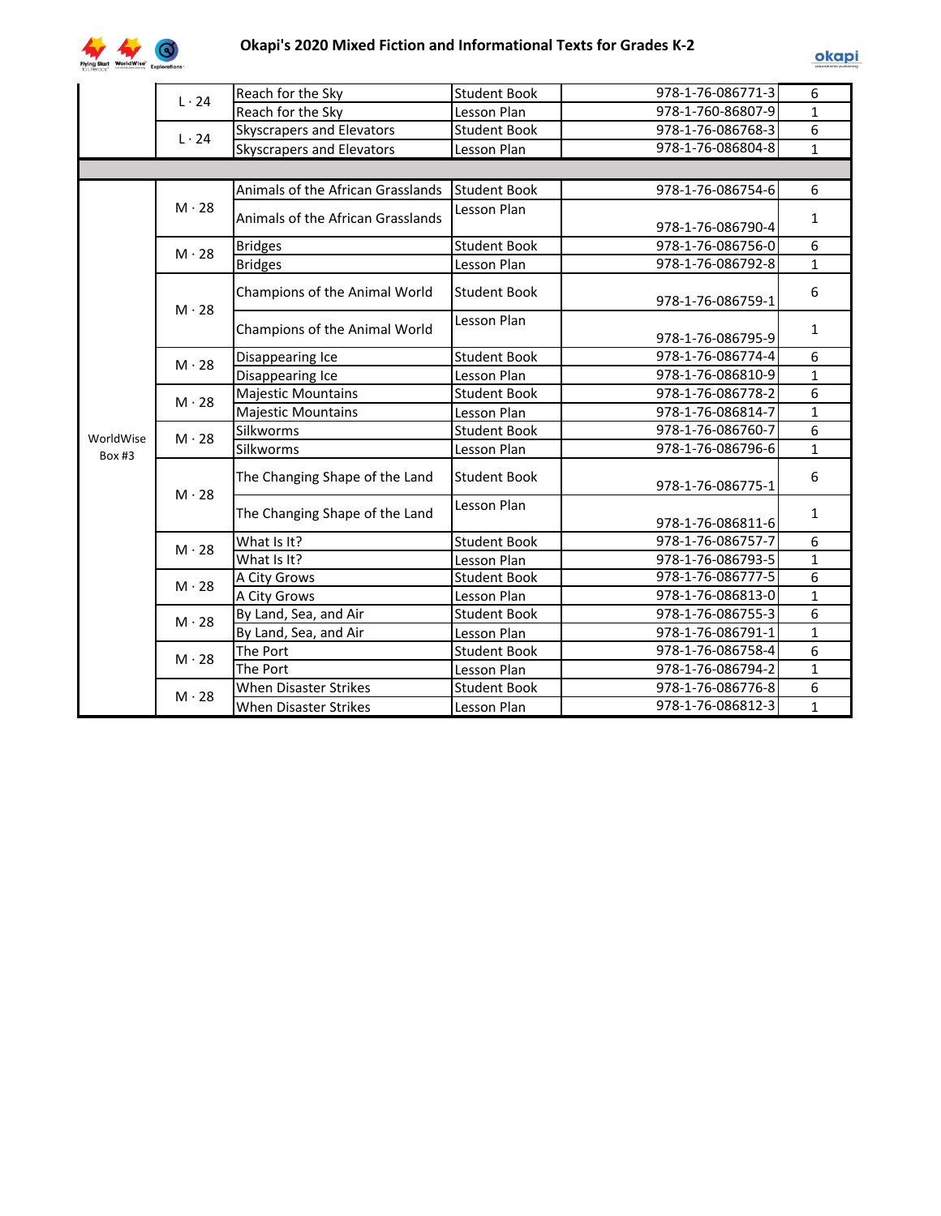# Okapi's 2020 Mixed Fiction and Informational Texts for Grades K-2

| | | | | | |
|---|---|---|---|---|---|
| | L · 24 | Reach for the Sky | Student Book | 978-1-76-086771-3 | 6 |
| | | Reach for the Sky | Lesson Plan | 978-1-760-86807-9 | 1 |
| | L · 24 | Skyscrapers and Elevators | Student Book | 978-1-76-086768-3 | 6 |
| | | Skyscrapers and Elevators | Lesson Plan | 978-1-76-086804-8 | 1 |
| | | | | | |
| WorldWise Box #3 | M · 28 | Animals of the African Grasslands | Student Book | 978-1-76-086754-6 | 6 |
| | | Animals of the African Grasslands | Lesson Plan | 978-1-76-086790-4 | 1 |
| | M · 28 | Bridges | Student Book | 978-1-76-086756-0 | 6 |
| | | Bridges | Lesson Plan | 978-1-76-086792-8 | 1 |
| | M · 28 | Champions of the Animal World | Student Book | 978-1-76-086759-1 | 6 |
| | | Champions of the Animal World | Lesson Plan | 978-1-76-086795-9 | 1 |
| | M · 28 | Disappearing Ice | Student Book | 978-1-76-086774-4 | 6 |
| | | Disappearing Ice | Lesson Plan | 978-1-76-086810-9 | 1 |
| | M · 28 | Majestic Mountains | Student Book | 978-1-76-086778-2 | 6 |
| | | Majestic Mountains | Lesson Plan | 978-1-76-086814-7 | 1 |
| | M · 28 | Silkworms | Student Book | 978-1-76-086760-7 | 6 |
| | | Silkworms | Lesson Plan | 978-1-76-086796-6 | 1 |
| | M · 28 | The Changing Shape of the Land | Student Book | 978-1-76-086775-1 | 6 |
| | | The Changing Shape of the Land | Lesson Plan | 978-1-76-086811-6 | 1 |
| | M · 28 | What Is It? | Student Book | 978-1-76-086757-7 | 6 |
| | | What Is It? | Lesson Plan | 978-1-76-086793-5 | 1 |
| | M · 28 | A City Grows | Student Book | 978-1-76-086777-5 | 6 |
| | | A City Grows | Lesson Plan | 978-1-76-086813-0 | 1 |
| | M · 28 | By Land, Sea, and Air | Student Book | 978-1-76-086755-3 | 6 |
| | | By Land, Sea, and Air | Lesson Plan | 978-1-76-086791-1 | 1 |
| | M · 28 | The Port | Student Book | 978-1-76-086758-4 | 6 |
| | | The Port | Lesson Plan | 978-1-76-086794-2 | 1 |
| | M · 28 | When Disaster Strikes | Student Book | 978-1-76-086776-8 | 6 |
| | | When Disaster Strikes | Lesson Plan | 978-1-76-086812-3 | 1 |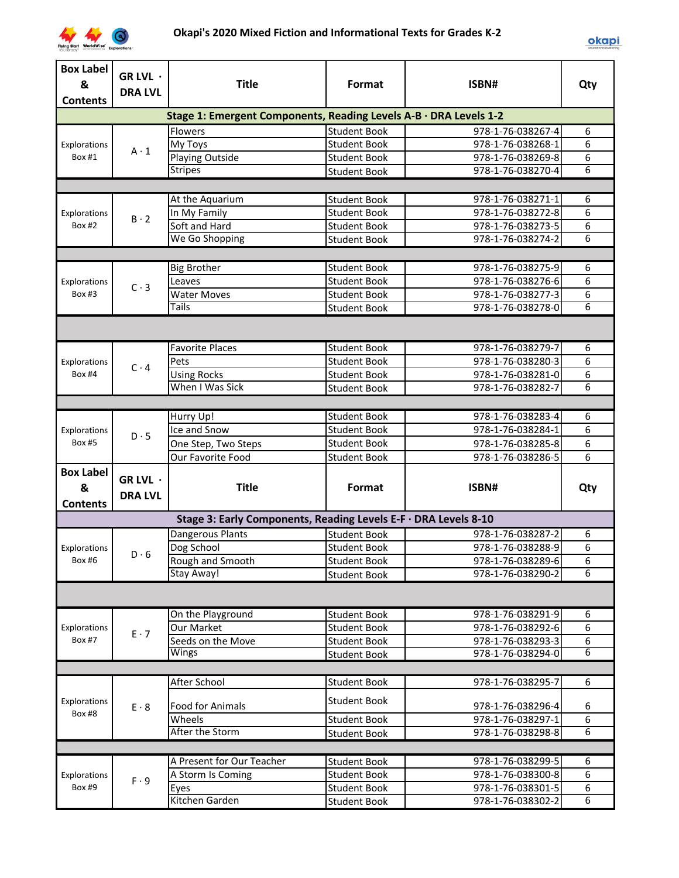# Okapi's 2020 Mixed Fiction and Informational Texts for Grades K-2

| Box Label & Contents | GR LVL · DRA LVL | Title | Format | ISBN# | Qty |
|---|---|---|---|---|---|
| **Stage 1: Emergent Components, Reading Levels A-B · DRA Levels 1-2** | | | | | |
| Explorations Box #1 | A · 1 | Flowers | Student Book | 978-1-76-038267-4 | 6 |
| | | My Toys | Student Book | 978-1-76-038268-1 | 6 |
| | | Playing Outside | Student Book | 978-1-76-038269-8 | 6 |
| | | Stripes | Student Book | 978-1-76-038270-4 | 6 |
| Explorations Box #2 | B · 2 | At the Aquarium | Student Book | 978-1-76-038271-1 | 6 |
| | | In My Family | Student Book | 978-1-76-038272-8 | 6 |
| | | Soft and Hard | Student Book | 978-1-76-038273-5 | 6 |
| | | We Go Shopping | Student Book | 978-1-76-038274-2 | 6 |
| Explorations Box #3 | C · 3 | Big Brother | Student Book | 978-1-76-038275-9 | 6 |
| | | Leaves | Student Book | 978-1-76-038276-6 | 6 |
| | | Water Moves | Student Book | 978-1-76-038277-3 | 6 |
| | | Tails | Student Book | 978-1-76-038278-0 | 6 |
| Explorations Box #4 | C · 4 | Favorite Places | Student Book | 978-1-76-038279-7 | 6 |
| | | Pets | Student Book | 978-1-76-038280-3 | 6 |
| | | Using Rocks | Student Book | 978-1-76-038281-0 | 6 |
| | | When I Was Sick | Student Book | 978-1-76-038282-7 | 6 |
| Explorations Box #5 | D · 5 | Hurry Up! | Student Book | 978-1-76-038283-4 | 6 |
| | | Ice and Snow | Student Book | 978-1-76-038284-1 | 6 |
| | | One Step, Two Steps | Student Book | 978-1-76-038285-8 | 6 |
| | | Our Favorite Food | Student Book | 978-1-76-038286-5 | 6 |

| Box Label & Contents | GR LVL · DRA LVL | Title | Format | ISBN# | Qty |
|---|---|---|---|---|---|
| **Stage 3: Early Components, Reading Levels E-F · DRA Levels 8-10** | | | | | |
| Explorations Box #6 | D · 6 | Dangerous Plants | Student Book | 978-1-76-038287-2 | 6 |
| | | Dog School | Student Book | 978-1-76-038288-9 | 6 |
| | | Rough and Smooth | Student Book | 978-1-76-038289-6 | 6 |
| | | Stay Away! | Student Book | 978-1-76-038290-2 | 6 |
| Explorations Box #7 | E · 7 | On the Playground | Student Book | 978-1-76-038291-9 | 6 |
| | | Our Market | Student Book | 978-1-76-038292-6 | 6 |
| | | Seeds on the Move | Student Book | 978-1-76-038293-3 | 6 |
| | | Wings | Student Book | 978-1-76-038294-0 | 6 |
| Explorations Box #8 | E · 8 | After School | Student Book | 978-1-76-038295-7 | 6 |
| | | Food for Animals | Student Book | 978-1-76-038296-4 | 6 |
| | | Wheels | Student Book | 978-1-76-038297-1 | 6 |
| | | After the Storm | Student Book | 978-1-76-038298-8 | 6 |
| Explorations Box #9 | F · 9 | A Present for Our Teacher | Student Book | 978-1-76-038299-5 | 6 |
| | | A Storm Is Coming | Student Book | 978-1-76-038300-8 | 6 |
| | | Eyes | Student Book | 978-1-76-038301-5 | 6 |
| | | Kitchen Garden | Student Book | 978-1-76-038302-2 | 6 |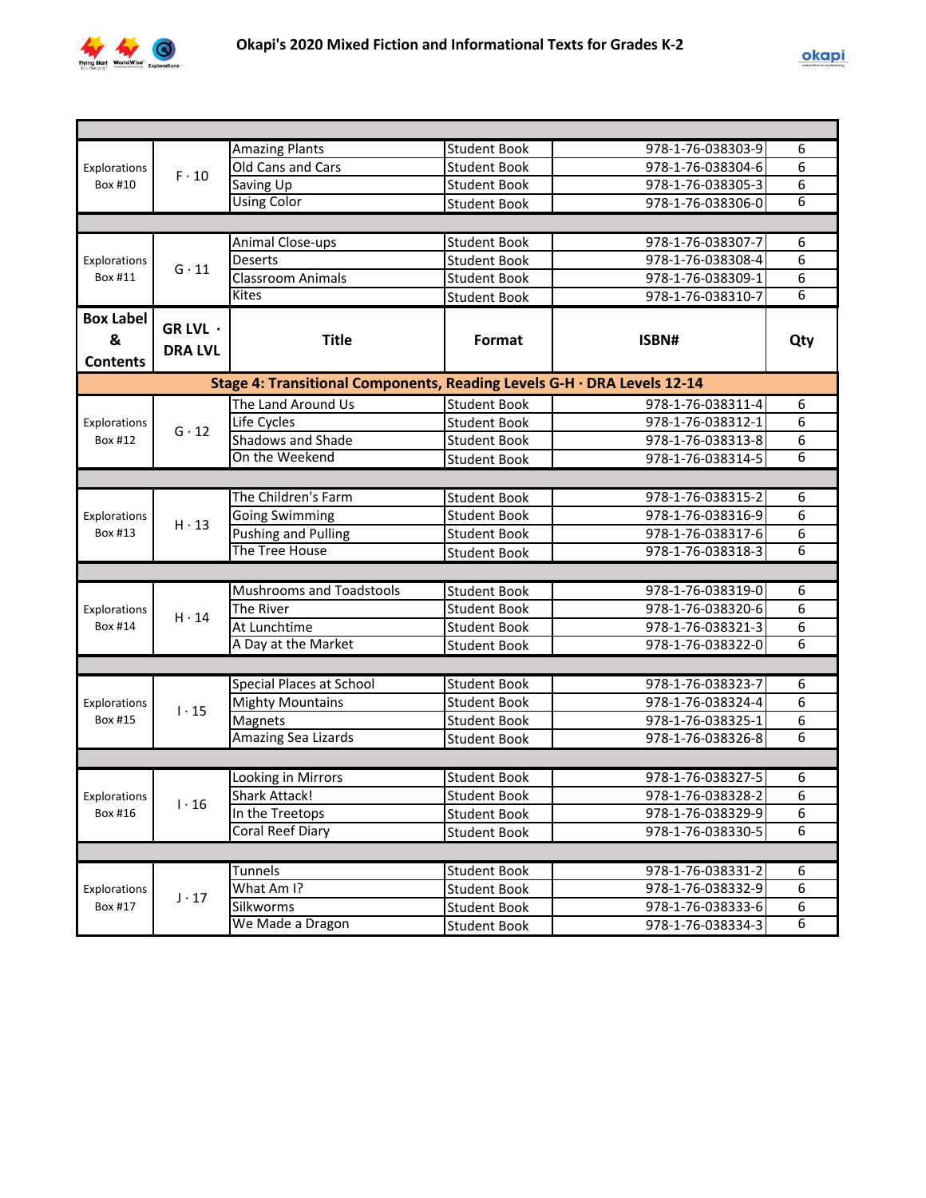## Okapi's 2020 Mixed Fiction and Informational Texts for Grades K-2

| | | | | | |
|---|---|---|---|---|---|
| Explorations Box #10 | F · 10 | Amazing Plants | Student Book | 978-1-76-038303-9 | 6 |
| | | Old Cans and Cars | Student Book | 978-1-76-038304-6 | 6 |
| | | Saving Up | Student Book | 978-1-76-038305-3 | 6 |
| | | Using Color | Student Book | 978-1-76-038306-0 | 6 |
| Explorations Box #11 | G · 11 | Animal Close-ups | Student Book | 978-1-76-038307-7 | 6 |
| | | Deserts | Student Book | 978-1-76-038308-4 | 6 |
| | | Classroom Animals | Student Book | 978-1-76-038309-1 | 6 |
| | | Kites | Student Book | 978-1-76-038310-7 | 6 |

| Box Label & Contents | GR LVL · DRA LVL | Title | Format | ISBN# | Qty |
|---|---|---|---|---|---|
| **Stage 4: Transitional Components, Reading Levels G-H · DRA Levels 12-14** | | | | | |
| Explorations Box #12 | G · 12 | The Land Around Us | Student Book | 978-1-76-038311-4 | 6 |
| | | Life Cycles | Student Book | 978-1-76-038312-1 | 6 |
| | | Shadows and Shade | Student Book | 978-1-76-038313-8 | 6 |
| | | On the Weekend | Student Book | 978-1-76-038314-5 | 6 |
| Explorations Box #13 | H · 13 | The Children's Farm | Student Book | 978-1-76-038315-2 | 6 |
| | | Going Swimming | Student Book | 978-1-76-038316-9 | 6 |
| | | Pushing and Pulling | Student Book | 978-1-76-038317-6 | 6 |
| | | The Tree House | Student Book | 978-1-76-038318-3 | 6 |
| Explorations Box #14 | H · 14 | Mushrooms and Toadstools | Student Book | 978-1-76-038319-0 | 6 |
| | | The River | Student Book | 978-1-76-038320-6 | 6 |
| | | At Lunchtime | Student Book | 978-1-76-038321-3 | 6 |
| | | A Day at the Market | Student Book | 978-1-76-038322-0 | 6 |
| Explorations Box #15 | I · 15 | Special Places at School | Student Book | 978-1-76-038323-7 | 6 |
| | | Mighty Mountains | Student Book | 978-1-76-038324-4 | 6 |
| | | Magnets | Student Book | 978-1-76-038325-1 | 6 |
| | | Amazing Sea Lizards | Student Book | 978-1-76-038326-8 | 6 |
| Explorations Box #16 | I · 16 | Looking in Mirrors | Student Book | 978-1-76-038327-5 | 6 |
| | | Shark Attack! | Student Book | 978-1-76-038328-2 | 6 |
| | | In the Treetops | Student Book | 978-1-76-038329-9 | 6 |
| | | Coral Reef Diary | Student Book | 978-1-76-038330-5 | 6 |
| Explorations Box #17 | J · 17 | Tunnels | Student Book | 978-1-76-038331-2 | 6 |
| | | What Am I? | Student Book | 978-1-76-038332-9 | 6 |
| | | Silkworms | Student Book | 978-1-76-038333-6 | 6 |
| | | We Made a Dragon | Student Book | 978-1-76-038334-3 | 6 |